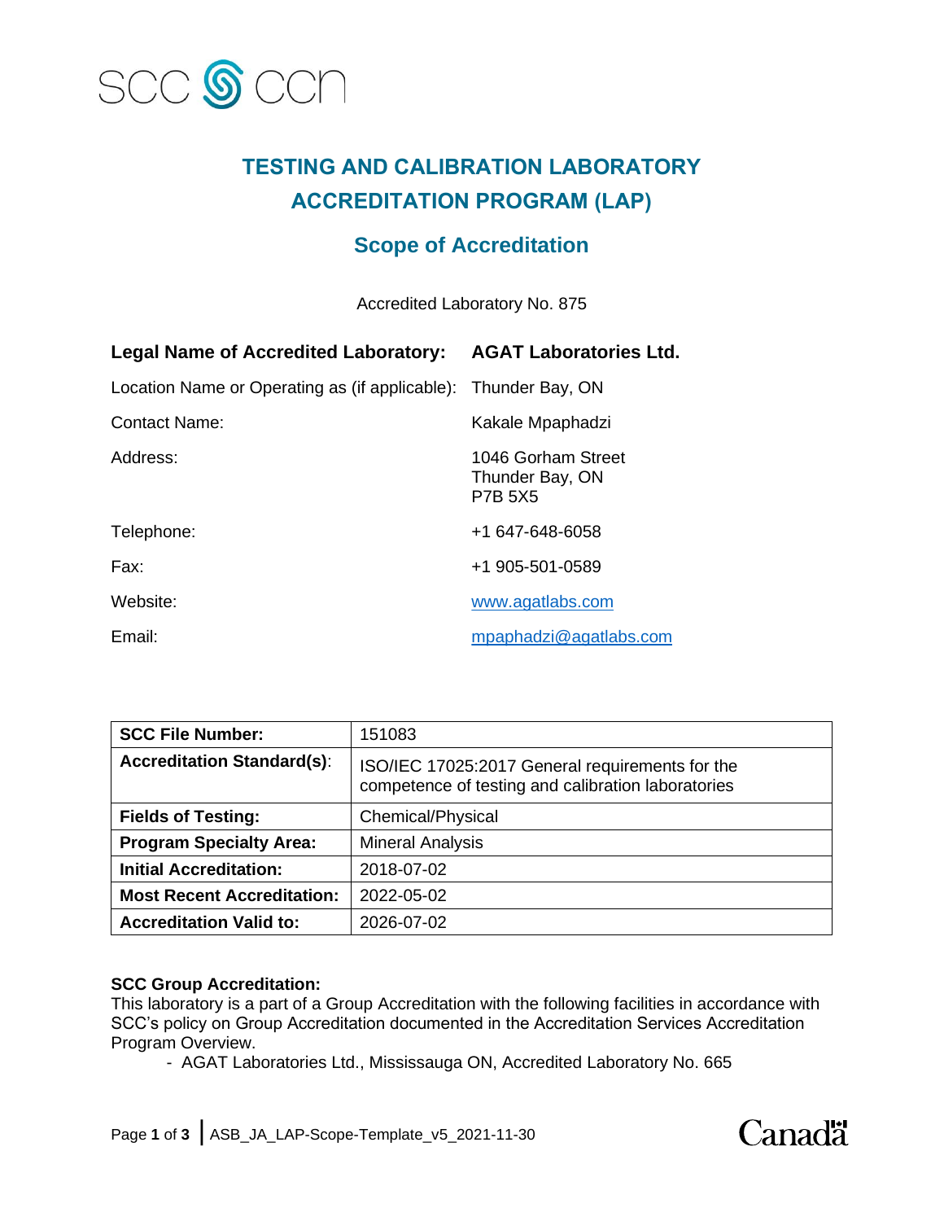# TESTING AND CALIBRATION LABORATORY ACCREDITATION PROGRAM (LAP)

## Scope of Accreditation

Accredited Laboratory No. 875

**Legal Name of Accredited Laboratory:** **AGAT Laboratories Ltd.**

Location Name or Operating as (if applicable): Thunder Bay, ON

Contact Name: Kakale Mpaphadzi

Address: 1046 Gorham Street
Thunder Bay, ON
P7B 5X5

Telephone: +1 647-648-6058

Fax: +1 905-501-0589

Website: www.agatlabs.com

Email: mpaphadzi@agatlabs.com

| **SCC File Number:** | 151083 |
|---|---|
| **Accreditation Standard(s):** | ISO/IEC 17025:2017 General requirements for the competence of testing and calibration laboratories |
| **Fields of Testing:** | Chemical/Physical |
| **Program Specialty Area:** | Mineral Analysis |
| **Initial Accreditation:** | 2018-07-02 |
| **Most Recent Accreditation:** | 2022-05-02 |
| **Accreditation Valid to:** | 2026-07-02 |

**SCC Group Accreditation:**
This laboratory is a part of a Group Accreditation with the following facilities in accordance with SCC's policy on Group Accreditation documented in the Accreditation Services Accreditation Program Overview.

- AGAT Laboratories Ltd., Mississauga ON, Accredited Laboratory No. 665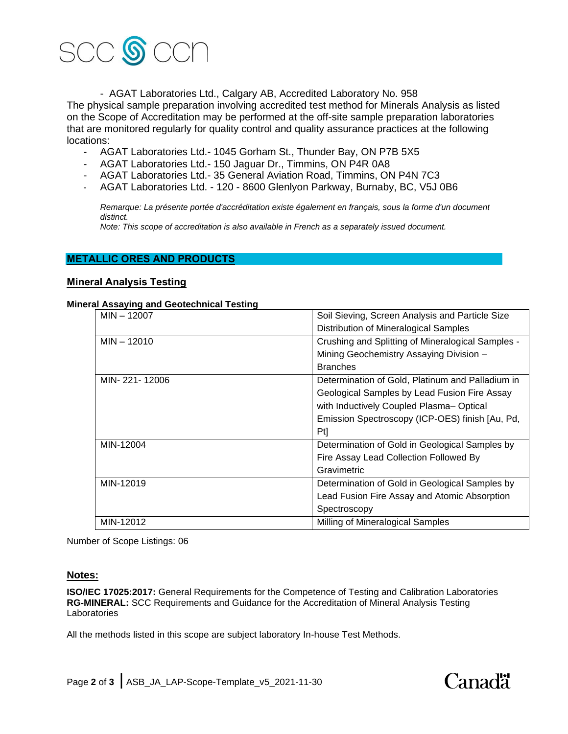- AGAT Laboratories Ltd., Calgary AB, Accredited Laboratory No. 958

The physical sample preparation involving accredited test method for Minerals Analysis as listed on the Scope of Accreditation may be performed at the off-site sample preparation laboratories that are monitored regularly for quality control and quality assurance practices at the following locations:

- AGAT Laboratories Ltd.- 1045 Gorham St., Thunder Bay, ON P7B 5X5
- AGAT Laboratories Ltd.- 150 Jaguar Dr., Timmins, ON P4R 0A8
- AGAT Laboratories Ltd.- 35 General Aviation Road, Timmins, ON P4N 7C3
- AGAT Laboratories Ltd. - 120 - 8600 Glenlyon Parkway, Burnaby, BC, V5J 0B6

*Remarque: La présente portée d'accréditation existe également en français, sous la forme d'un document distinct.*
*Note: This scope of accreditation is also available in French as a separately issued document.*

## METALLIC ORES AND PRODUCTS

### Mineral Analysis Testing

**Mineral Assaying and Geotechnical Testing**

| | |
|---|---|
| MIN – 12007 | Soil Sieving, Screen Analysis and Particle Size Distribution of Mineralogical Samples |
| MIN – 12010 | Crushing and Splitting of Mineralogical Samples - Mining Geochemistry Assaying Division – Branches |
| MIN- 221- 12006 | Determination of Gold, Platinum and Palladium in Geological Samples by Lead Fusion Fire Assay with Inductively Coupled Plasma– Optical Emission Spectroscopy (ICP-OES) finish [Au, Pd, Pt] |
| MIN-12004 | Determination of Gold in Geological Samples by Fire Assay Lead Collection Followed By Gravimetric |
| MIN-12019 | Determination of Gold in Geological Samples by Lead Fusion Fire Assay and Atomic Absorption Spectroscopy |
| MIN-12012 | Milling of Mineralogical Samples |

Number of Scope Listings: 06

### Notes:

**ISO/IEC 17025:2017:** General Requirements for the Competence of Testing and Calibration Laboratories
**RG-MINERAL:** SCC Requirements and Guidance for the Accreditation of Mineral Analysis Testing Laboratories

All the methods listed in this scope are subject laboratory In-house Test Methods.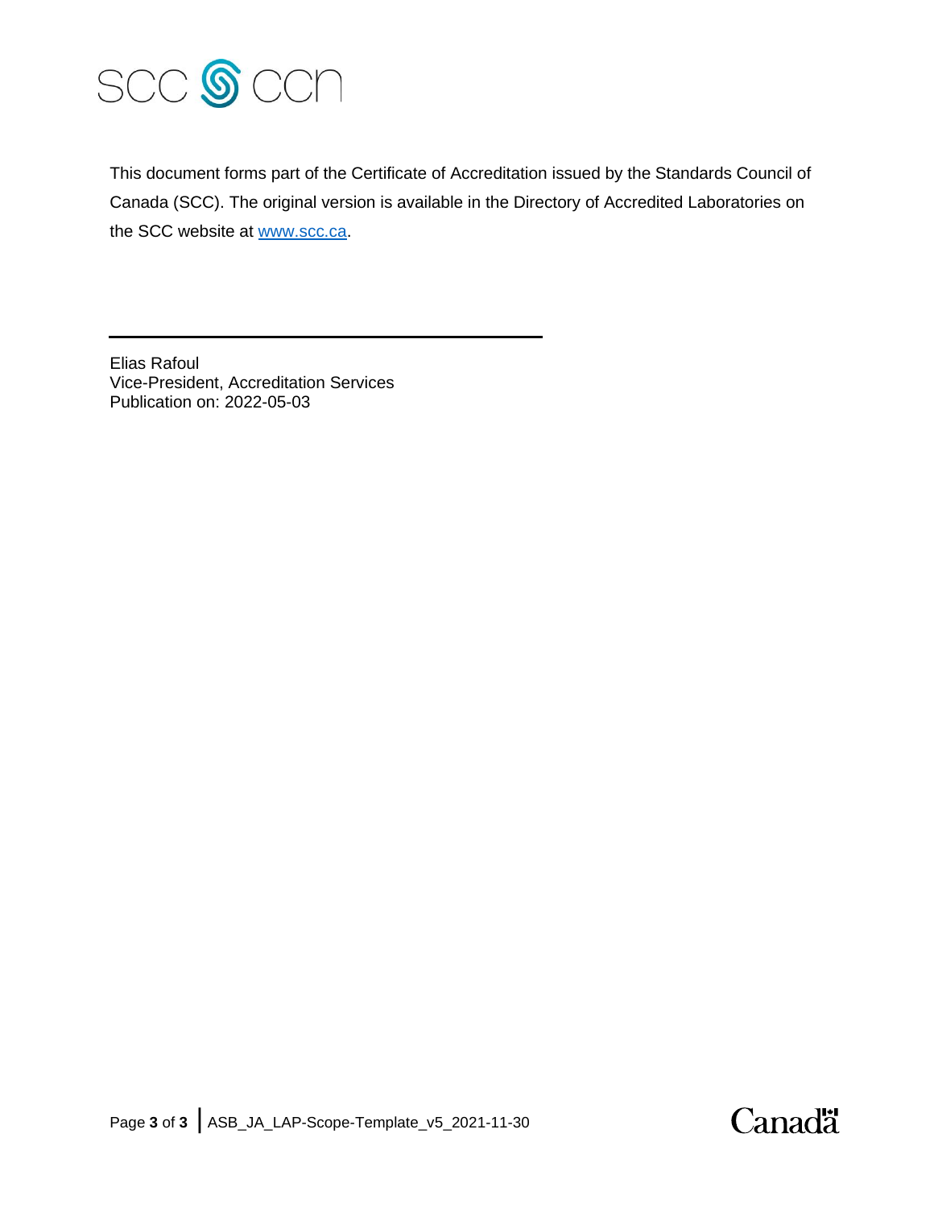This document forms part of the Certificate of Accreditation issued by the Standards Council of Canada (SCC). The original version is available in the Directory of Accredited Laboratories on the SCC website at www.scc.ca.

---

Elias Rafoul
Vice-President, Accreditation Services
Publication on: 2022-05-03